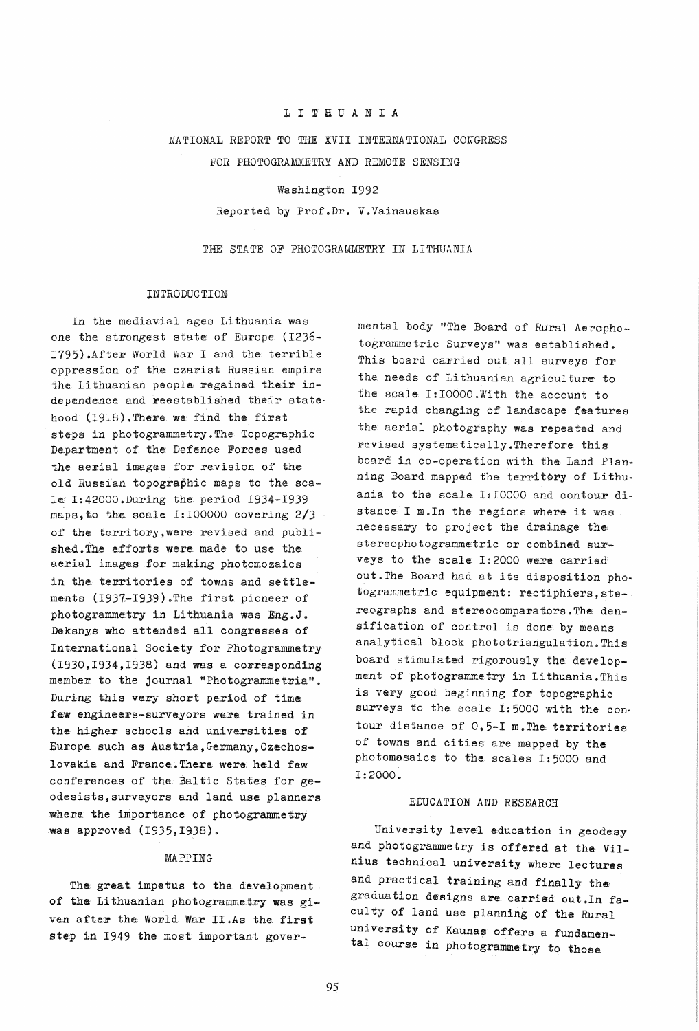# LITHUANIA

NATIONAL REPORT TO THE XVII INTERNATIONAL CONGRESS FOR PHOTOGRAMMETRY AND REMOTE SENSING

Washington 1992

Reported by Prof.Dr. V.Vainauskas

## THE STATE OF PHOTOGRAMMETRY IN LITHUANIA

### INTRODUCTION

In the mediavial ages Lithuania was one the strongest state of Europe (1236-1795).After World War I and the terrible oppression of the czarist Russian empire the Lithuanian people regained their independence and reestablished their statehood (1918).There we find the first steps in photogrammetry.The Topographic Department of the Defence Forces used the aerial images for revision of the old Russian topographic maps to the scale 1:42000.During the period 1934-1939 maps,to the scale 1:100000 covering 2/3 of the territory,were revised and published.The efforts were made to use the aerial images for making photomozaics in the territories of towns and settlements (1937-1939).The first pioneer of photogrammetry in Lithuania was Eng.J. Deksnys who attended all congresses of International Society for Photogrammetry (1930,1934,1938) and was a corresponding member to the journal "Photogrammetria". During this very short period of time few engineers-surveyors were trained in the higher schools and universities of Europe such as Austria,Germany,Czechoslovakia and France.There were held few conferences of the Baltic States for geodesists,surveyors and land use planners where the importance of photogrammetry was approved (1935,1938).

### MAPPING

The great impetus to the development of the Lithuanian photogrammetry was given after the World War II.As the first step in 1949 the most important governmental body "The Board of Rural Aerophotogrammetric Surveys" was established. This board carried out all surveys for the needs of Lithuanian agriculture to the scale 1:10000.With the account to the rapid changing of landscape features the aerial photography was repeated and revised systematically.Therefore this board in co-operation with the Land Planning Board mapped the territory of Lithuania to the scale 1:10000 and contour distance 1 m.In the regions where it was necessary to project the drainage the stereophotogrammetric or combined surveys to the scale 1:2000 were carried out.The Board had at its disposition photogrammetric equipment: rectiphiers,stereographs and stereocomparators.The densification of control is done by means analytical block phototriangulation.This board stimulated rigorously the development of photogrammetry in Lithuania.This is very good beginning for topographic surveys to the scale 1:5000 with the contour distance of 0,5-1 m.The territories of towns and cities are mapped by the photomosaics to the scales 1:5000 and 1:2000.

### EDUCATION AND RESEARCH

University level education in geodesy and photogrammetry is offered at the Vilnius technical university where lectures and practical training and finally the graduation designs are carried out.In faculty of land use planning of the Rural university of Kaunas offers a fundamental course in photogrammetry to those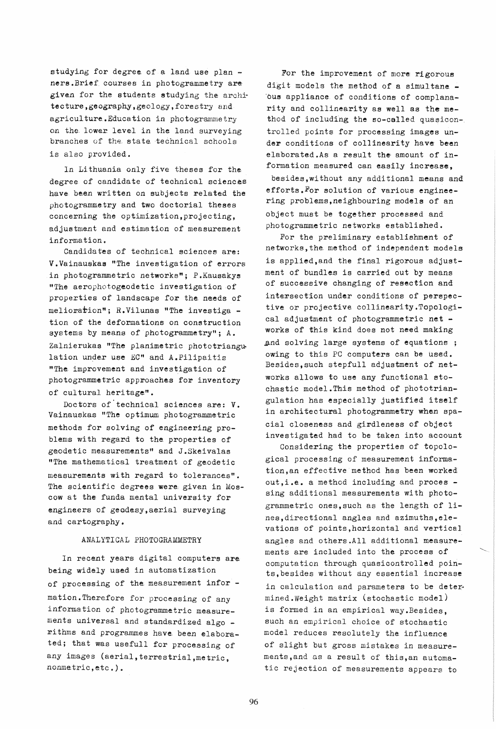studying for degree of a land use planners. Brief courses in photogrammetry are given for the students studying the architecture, geography, geology, forestry and agriculture. Education in photogrammetry on the lower level in the land surveying branches of the state technical schools is also provided.

In Lithuania only five theses for the degree of candidate of technical sciences have been written on subjects related the photogrammetry and two doctorial theses concerning the optimization, projecting, adjustment and estimation of measurement information.

Candidates of technical sciences are: V.Vainauskas "The investigation of errors in photogrammetric networks"; P.Kausakys "The aerophotogeodetic investigation of properties of landscape for the needs of melioration"; R.Vilunas "The investigation of the deformations on construction systems by means of photogrammetry"; A. Zalnierukas "The planimetric phototriangulation under use EC" and A.Pilipaitis "The improvement and investigation of photogrammetric approaches for inventory of cultural heritage".

Doctors of technical sciences are: V. Vainauskas "The optimum photogrammetric methods for solving of engineering problems with regard to the properties of geodetic measurements" and J.Skeivalas "The mathematical treatment of geodetic measurements with regard to tolerances". The scientific degrees were given in Moscow at the funda mental university for engineers of geodesy, aerial surveying and cartography.

## ANALYTICAL PHOTOGRAMMETRY

In recent years digital computers are being widely used in automatization of processing of the measurement information. Therefore for processing of any information of photogrammetric measurements universal and standardized algorithms and programmes have been elaborated; that was usefull for processing of any images (aerial, terrestrial, metric, nonmetric, etc.).

For the improvement of more rigorous digit models the method of a simultaneous appliance of conditions of complanarity and collinearity as well as the method of including the so-called quasicontrolled points for processing images under conditions of collinearity have been elaborated. As a result the amount of information measured can easily increase, besides, without any additional means and efforts. For solution of various engineering problems, neighbouring models of an object must be together processed and photogrammetric networks established.

For the preliminary establishment of networks, the method of independent models is applied, and the final rigorous adjustment of bundles is carried out by means of successive changing of resection and intersection under conditions of perspective or projective collinearity. Topological adjustment of photogrammetric networks of this kind does not need making and solving large systems of equations ; owing to this PC computers can be used. Besides, such stepfull adjustment of networks allows to use any functional stochastic model. This method of phototriangulation has especially justified itself in architectural photogrammetry when spacial closeness and girdleness of object investigated had to be taken into account

Considering the properties of topological processing of measurement information, an effective method has been worked out, i.e. a method including and processing additional measurements with photogrammetric ones, such as the length of lines, directional angles and azimuths, elevations of points, horizontal and vertical angles and others. All additional measurements are included into the process of computation through quasicontrolled points, besides without any essential increase in calculation and parameters to be determined. Weight matrix (stochastic model) is formed in an empirical way. Besides, such an empirical choice of stochastic model reduces resolutely the influence of slight but gross mistakes in measurements, and as a result of this, an automatic rejection of measurements appears to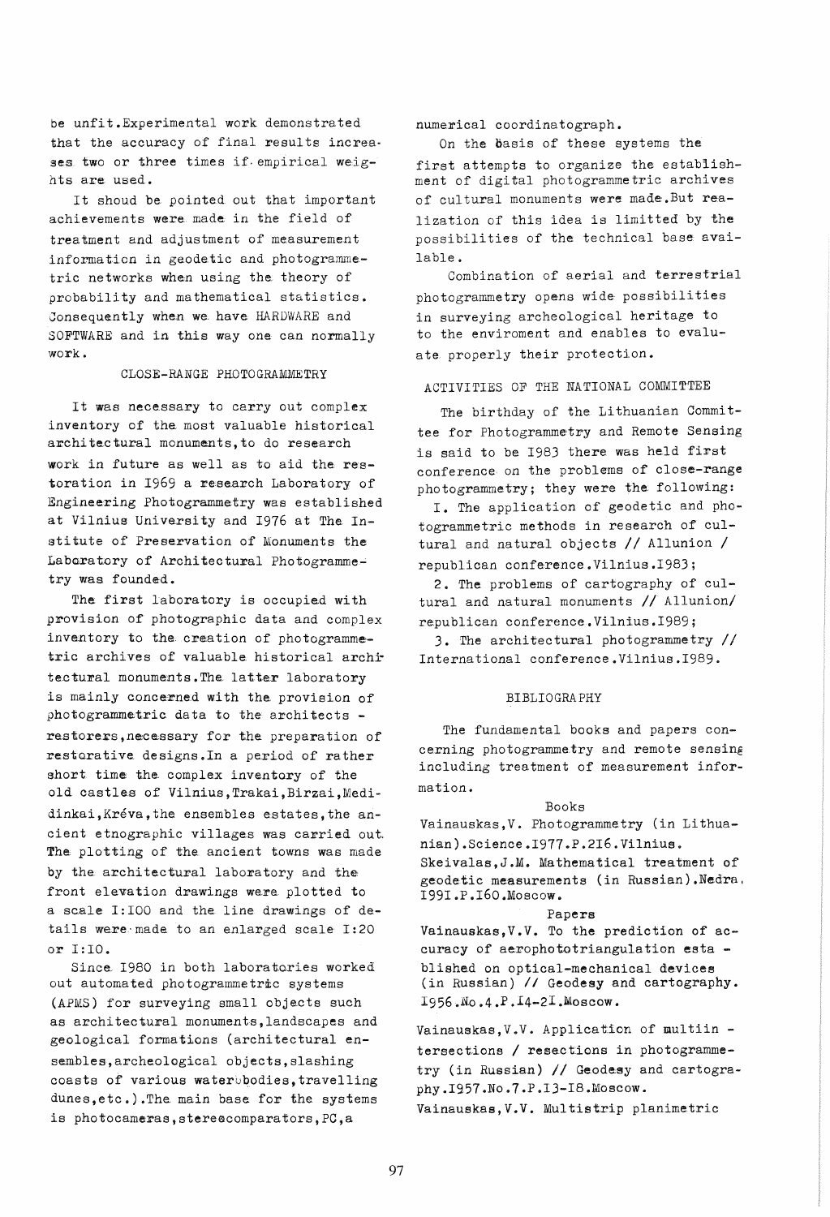be unfit.Experimental work demonstrated that the accuracy of final results increases two or three times if empirical weights are used.

It shoud be pointed out that important achievements were made in the field of treatment and adjustment of measurement information in geodetic and photogrammetric networks when using the theory of probability and mathematical statistics. Consequently when we have HARDWARE and SOFTWARE and in this way one can normally work.

## CLOSE-RANGE PHOTOGRAMMETRY

It was necessary to carry out complex inventory of the most valuable historical architectural monuments,to do research work in future as well as to aid the restoration in 1969 a research Laboratory of Engineering Photogrammetry was established at Vilnius University and 1976 at The Institute of Preservation of Monuments the Laboratory of Architectural Photogrammetry was founded.

The first laboratory is occupied with provision of photographic data and complex inventory to the creation of photogrammetric archives of valuable historical architectural monuments.The latter laboratory is mainly concerned with the provision of photogrammetric data to the architects - restorers,necessary for the preparation of restorative designs.In a period of rather short time the complex inventory of the old castles of Vilnius,Trakai,Birzai,Medidinkai,Kréva,the ensembles estates,the ancient etnographic villages was carried out. The plotting of the ancient towns was made by the architectural laboratory and the front elevation drawings were plotted to a scale 1:100 and the line drawings of details were made to an enlarged scale 1:20 or 1:10.

Since 1980 in both laboratories worked out automated photogrammetric systems (APMS) for surveying small objects such as architectural monuments,landscapes and geological formations (architectural ensembles,archeological objects,slashing coasts of various waterbodies,travelling dunes,etc.).The main base for the systems is photocameras,stereocomparators,PC,a numerical coordinatograph.

On the basis of these systems the first attempts to organize the establishment of digital photogrammetric archives of cultural monuments were made.But realization of this idea is limited by the possibilities of the technical base available.

Combination of aerial and terrestrial photogrammetry opens wide possibilities in surveying archeological heritage to to the enviroment and enables to evaluate properly their protection.

## ACTIVITIES OF THE NATIONAL COMMITTEE

The birthday of the Lithuanian Committee for Photogrammetry and Remote Sensing is said to be 1983 there was held first conference on the problems of close-range photogrammetry; they were the following:

1. The application of geodetic and photogrammetric methods in research of cultural and natural objects // Allunion / republican conference.Vilnius.1983;
2. The problems of cartography of cultural and natural monuments // Allunion/ republican conference.Vilnius.1989;
3. The architectural photogrammetry // International conference.Vilnius.1989.

## BIBLIOGRAPHY

The fundamental books and papers concerning photogrammetry and remote sensing including treatment of measurement information.

### Books

Vainauskas,V. Photogrammetry (in Lithuanian).Science.1977.P.216.Vilnius.

Skeivalas,J.M. Mathematical treatment of geodetic measurements (in Russian).Nedra. 1991.P.160.Moscow.

### Papers

Vainauskas,V.V. To the prediction of accuracy of aerophototriangulation established on optical-mechanical devices (in Russian) // Geodesy and cartography. 1956.No.4.P.14-21.Moscow.

Vainauskas,V.V. Application of multiintersections / resections in photogrammetry (in Russian) // Geodesy and cartography.1957.No.7.P.13-18.Moscow.

Vainauskas,V.V. Multistrip planimetric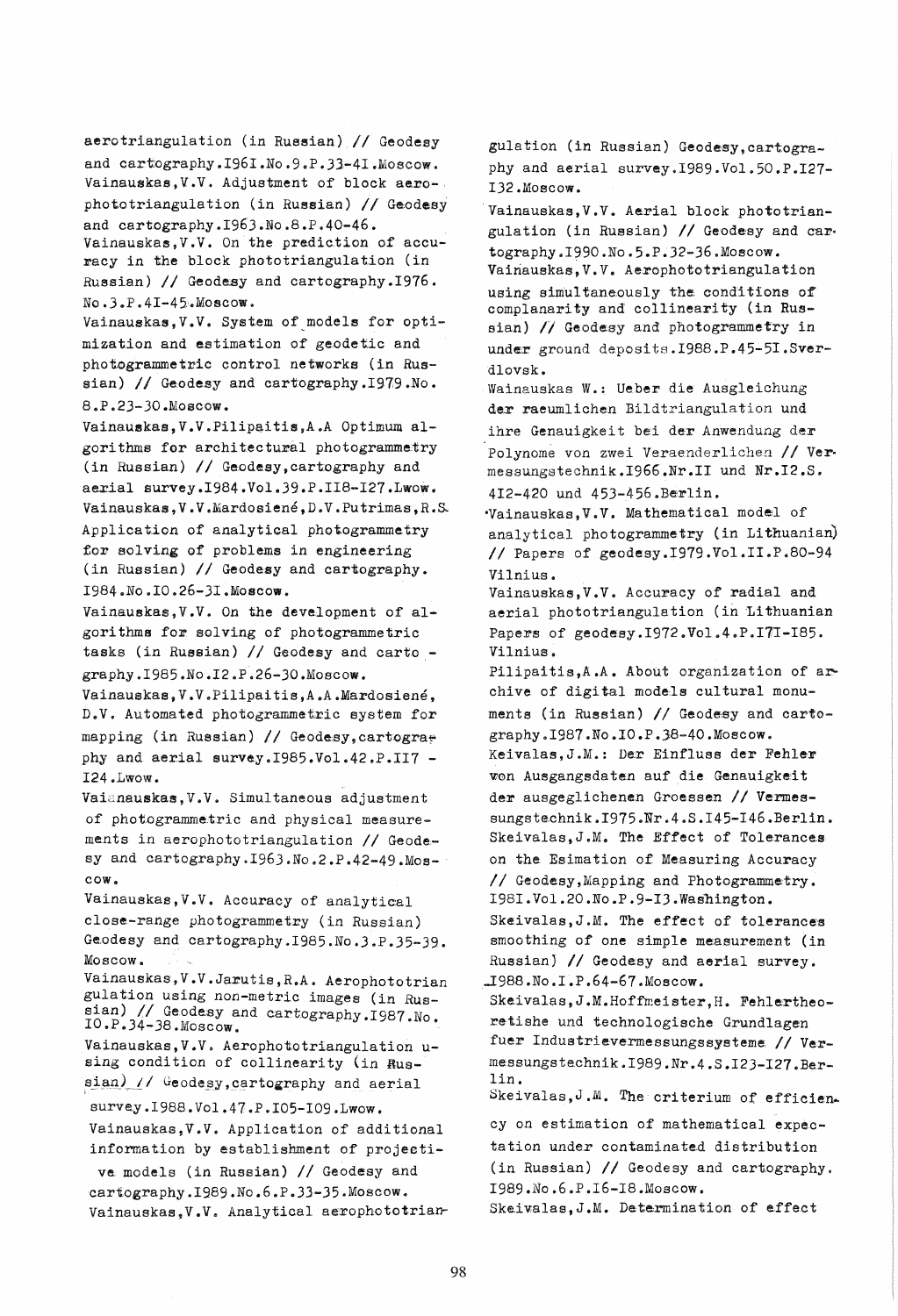aerotriangulation (in Russian) // Geodesy and cartography.1961.No.9.P.33-41.Moscow.

Vainauskas,V.V. Adjustment of block aerophototriangulation (in Russian) // Geodesy and cartography.1963.No.8.P.40-46.

Vainauskas,V.V. On the prediction of accuracy in the block phototriangulation (in Russian) // Geodesy and cartography.1976. No.3.P.41-45.Moscow.

Vainauskas,V.V. System of models for optimization and estimation of geodetic and photogrammetric control networks (in Russian) // Geodesy and cartography.1979.No. 8.P.23-30.Moscow.

Vainauskas,V.V.Pilipaitis,A.A Optimum algorithms for architectural photogrammetry (in Russian) // Geodesy,cartography and aerial survey.1984.Vol.39.P.118-127.Lwow.

Vainauskas,V.V.Mardosienė,D.V.Putrimas,R.S. Application of analytical photogrammetry for solving of problems in engineering (in Russian) // Geodesy and cartography. 1984.No.10.26-31.Moscow.

Vainauskas,V.V. On the development of algorithms for solving of photogrammetric tasks (in Russian) // Geodesy and cartography.1985.No.12.P.26-30.Moscow.

Vainauskas,V.V.Pilipaitis,A.A.Mardosienė, D.V. Automated photogrammetric system for mapping (in Russian) // Geodesy,cartography and aerial survey.1985.Vol.42.P.117 - 124.Lwow.

Vainauskas,V.V. Simultaneous adjustment of photogrammetric and physical measurements in aerophototriangulation // Geodesy and cartography.1963.No.2.P.42-49.Moscow.

Vainauskas,V.V. Accuracy of analytical close-range photogrammetry (in Russian) Geodesy and cartography.1985.No.3.P.35-39. Moscow.

Vainauskas,V.V.Jarutis,R.A. Aerophototriangulation using non-metric images (in Russian) // Geodesy and cartography.1987.No. 10.P.34-38.Moscow.

Vainauskas,V.V. Aerophototriangulation using condition of collinearity (in Russian) // Geodesy,cartography and aerial survey.1988.Vol.47.P.105-109.Lwow.

Vainauskas,V.V. Application of additional information by establishment of projective models (in Russian) // Geodesy and cartography.1989.No.6.P.33-35.Moscow.

Vainauskas,V.V. Analytical aerophototriangulation (in Russian) Geodesy,cartography and aerial survey.1989.Vol.50.P.127-132.Moscow.

Vainauskas,V.V. Aerial block phototriangulation (in Russian) // Geodesy and cartography.1990.No.5.P.32-36.Moscow.

Vainauskas,V.V. Aerophototriangulation using simultaneously the conditions of complanarity and collinearity (in Russian) // Geodesy and photogrammetry in under ground deposits.1988.P.45-51.Sverdlovsk.

Wainauskas W.: Ueber die Ausgleichung der raeumlichen Bildtriangulation und ihre Genauigkeit bei der Anwendung der Polynome von zwei Veraenderlichen // Vermessungstechnik.1966.Nr.11 und Nr.12.S. 412-420 und 453-456.Berlin.

Vainauskas,V.V. Mathematical model of analytical photogrammetry (in Lithuanian) // Papers of geodesy.1979.Vol.11.P.80-94 Vilnius.

Vainauskas,V.V. Accuracy of radial and aerial phototriangulation (in Lithuanian Papers of geodesy.1972.Vol.4.P.171-185. Vilnius.

Pilipaitis,A.A. About organization of archive of digital models cultural monuments (in Russian) // Geodesy and cartography.1987.No.10.P.38-40.Moscow.

Keivalas,J.M.: Der Einfluss der Fehler von Ausgangsdaten auf die Genauigkeit der ausgeglichenen Groessen // Vermessungstechnik.1975.Nr.4.S.145-146.Berlin.

Skeivalas,J.M. The Effect of Tolerances on the Esimation of Measuring Accuracy // Geodesy,Mapping and Photogrammetry. 1981.Vol.20.No.P.9-13.Washington.

Skeivalas,J.M. The effect of tolerances smoothing of one simple measurement (in Russian) // Geodesy and aerial survey. 1988.No.1.P.64-67.Moscow.

Skeivalas,J.M.Hoffmeister,H. Fehlertheoretishe und technologische Grundlagen fuer Industrievermessungssysteme // Vermessungstechnik.1989.Nr.4.S.123-127.Berlin.

Skeivalas,J.M. The criterium of efficiency on estimation of mathematical expectation under contaminated distribution (in Russian) // Geodesy and cartography. 1989.No.6.P.16-18.Moscow.

Skeivalas,J.M. Determination of effect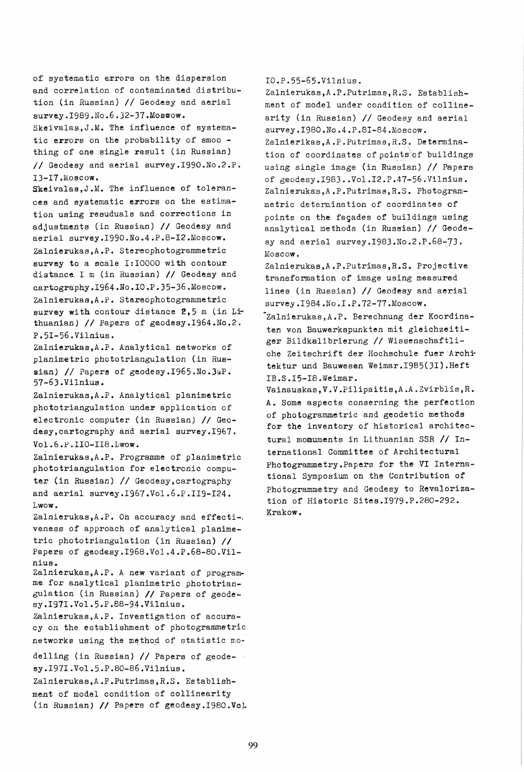of systematic errors on the dispersion and correlation of contaminated distribution (in Russian) // Geodesy and aerial survey.1989.No.6.32-37.Moscow.

Skeivalas,J.M. The influence of systematic errors on the probability of smoo - thing of one single result (in Russian) // Geodesy and aerial survey.1990.No.2.P. 13-17.Moscow.

Skeivalas,J.M. The influence of tolerances and systematic errors on the estimation using resuduals and corrections in adjustments (in Russian) // Geodesy and aerial survey.1990.No.4.P.8-12.Moscow.

Zalnierukas,A.P. Stereophotogrammetric survey to a scale 1:10000 with contour distance 1 m (in Russian) // Geodesy and cartography.1964.No.10.P.35-36.Moscow.

Zalnierukas,A.P. Stereophotogrammetric survey with contour distance 2,5 m (in Lithuanian) // Papers of geodesy.1964.No.2. P.51-56.Vilnius.

Zalnierukas,A.P. Analytical networks of planimetric phototriangulation (in Russian) // Papers of geodesy.1965.No.3.P. 57-63.Vilnius.

Zalnierukas,A.P. Analytical planimetric phototriangulation under application of electronic computer (in Russian) // Geodesy,cartography and aerial survey.1967. Vol.6.P.110-118.Lwow.

Zalnierukas,A.P. Programme of planimetric phototriangulation for electronic computer (in Russian) // Geodesy,cartography and aerial survey.1967.Vol.6.P.119-124. Lwow.

Zalnierukas,A.P. On accuracy and effectiveness of approach of analytical planimetric phototriangulation (in Russian) // Papers of geodesy.1968.Vol.4.P.68-80.Vilnius.

Zalnierukas,A.P. A new variant of programme for analytical planimetric phototriangulation (in Russian) // Papers of geodesy.1971.Vol.5.P.88-94.Vilnius.

Zalnierukas,A.P. Investigation of accuracy on the establishment of photogrammetric networks using the method of statistic modelling (in Russian) // Papers of geodesy.1971.Vol.5.P.80-86.Vilnius.

Zalnierukas,A.P.Putrimas,R.S. Establishment of model condition of collinearity (in Russian) // Papers of geodesy.1980.Vol. 10.P.55-65.Vilnius.

Zalnierukas,A.P.Putrimas,R.S. Establishment of model under condition of collinearity (in Russian) // Geodesy and aerial survey.1980.No.4.P.81-84.Moscow.

Zalnierikas,A.P.Putrimas,R.S. Determination of coordinates of points of buildings using single image (in Russian) // Papers of geodesy.1983..Vol.12.P.47-56.Vilnius.

Zalnierukas,A.P.Putrimas,R.S. Photogrammetric determination of coordinates of points on the façades of buildings using analytical methods (in Russian) // Geodesy and aerial survey.1983.No.2.P.68-73. Moscow.

Zalnierukas,A.P.Putrimas,R.S. Projective transformation of image using measured lines (in Russian) // Geodesy and aerial survey.1984.No.1.P.72-77.Moscow.

Zalnierukas,A.P. Berechnung der Koordinaten von Bauwerkspunkten mit gleichzeitiger Bildkalibrierung // Wissenschaftliche Zeitschrift der Hochschule fuer Architektur und Bauwesen Weimar.1985(31).Heft 1B.S.15-18.Weimar.

Vainauskas,V.V.Pilipaitis,A.A.Zvirblis,R. A. Some aspects conserning the perfection of photogrammetric and geodetic methods for the inventory of historical architectural momuments in Lithuanian SSR // International Committee of Architectural Photogrammetry.Papers for the VI International Symposium on the Contribution of Photogrammetry and Geodesy to Revalorization of Historic Sites.1979.P.280-292. Krakow.